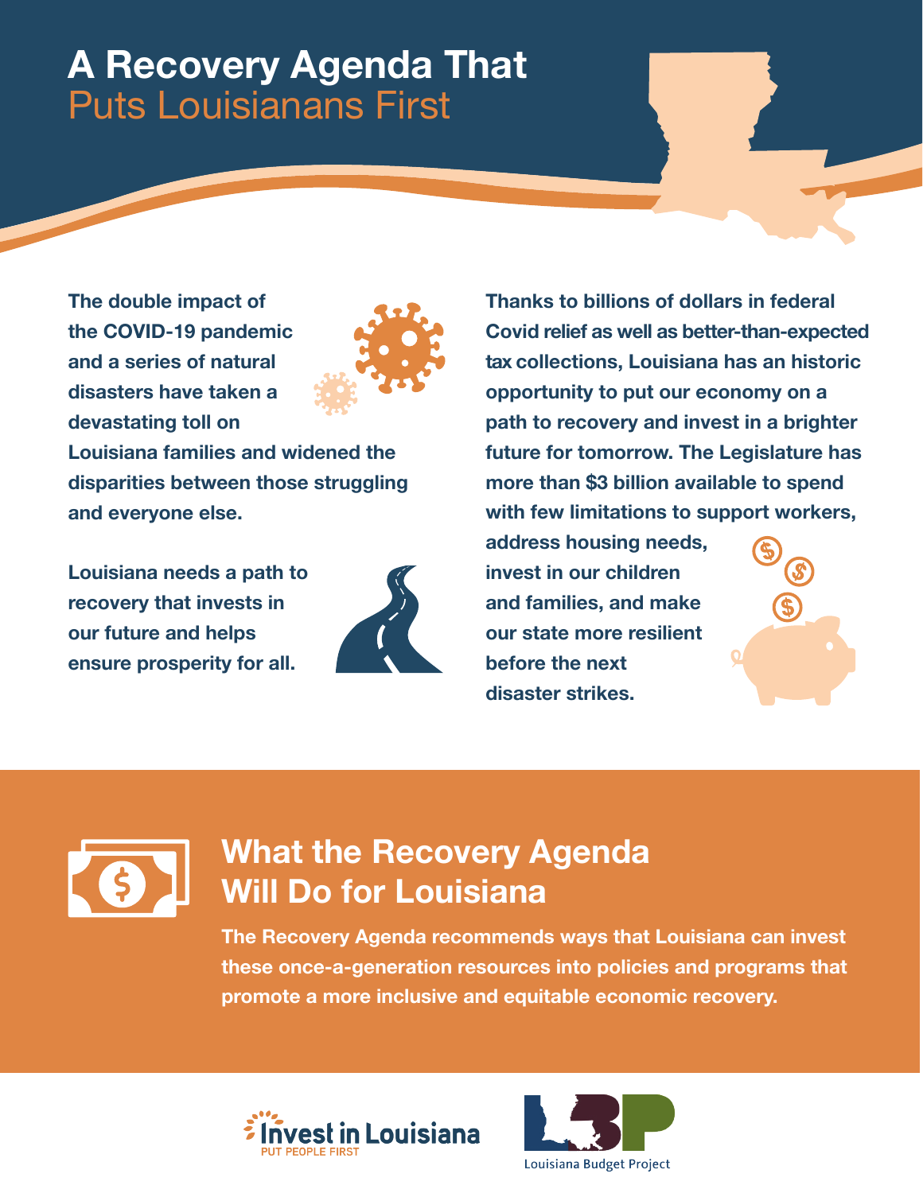# A Recovery Agenda That Puts Louisianans First

**The double impact of the COVID-19 pandemic and a series of natural disasters have taken a devastating toll on Louisiana families and widened the disparities between those struggling and everyone else.**

**Louisiana needs a path to recovery that invests in our future and helps ensure prosperity for all.**

**Thanks to billions of dollars in federal Covid relief as well as better-than-expected tax collections, Louisiana has an historic opportunity to put our economy on a path to recovery and invest in a brighter future for tomorrow. The Legislature has more than $3 billion available to spend with few limitations to support workers, address housing needs, invest in our children and families, and make our state more resilient before the next disaster strikes.**

## What the Recovery Agenda Will Do for Louisiana

**The Recovery Agenda recommends ways that Louisiana can invest these once-a-generation resources into policies and programs that promote a more inclusive and equitable economic recovery.**

Invest in Louisiana
PUT PEOPLE FIRST

Louisiana Budget Project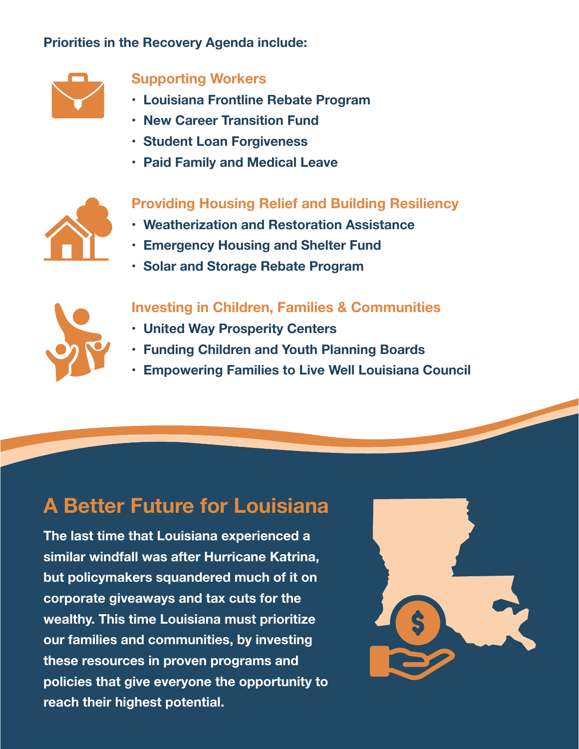**Priorities in the Recovery Agenda include:**

### Supporting Workers

- **Louisiana Frontline Rebate Program**
- **New Career Transition Fund**
- **Student Loan Forgiveness**
- **Paid Family and Medical Leave**

### Providing Housing Relief and Building Resiliency

- **Weatherization and Restoration Assistance**
- **Emergency Housing and Shelter Fund**
- **Solar and Storage Rebate Program**

### Investing in Children, Families & Communities

- **United Way Prosperity Centers**
- **Funding Children and Youth Planning Boards**
- **Empowering Families to Live Well Louisiana Council**

## A Better Future for Louisiana

**The last time that Louisiana experienced a similar windfall was after Hurricane Katrina, but policymakers squandered much of it on corporate giveaways and tax cuts for the wealthy. This time Louisiana must prioritize our families and communities, by investing these resources in proven programs and policies that give everyone the opportunity to reach their highest potential.**